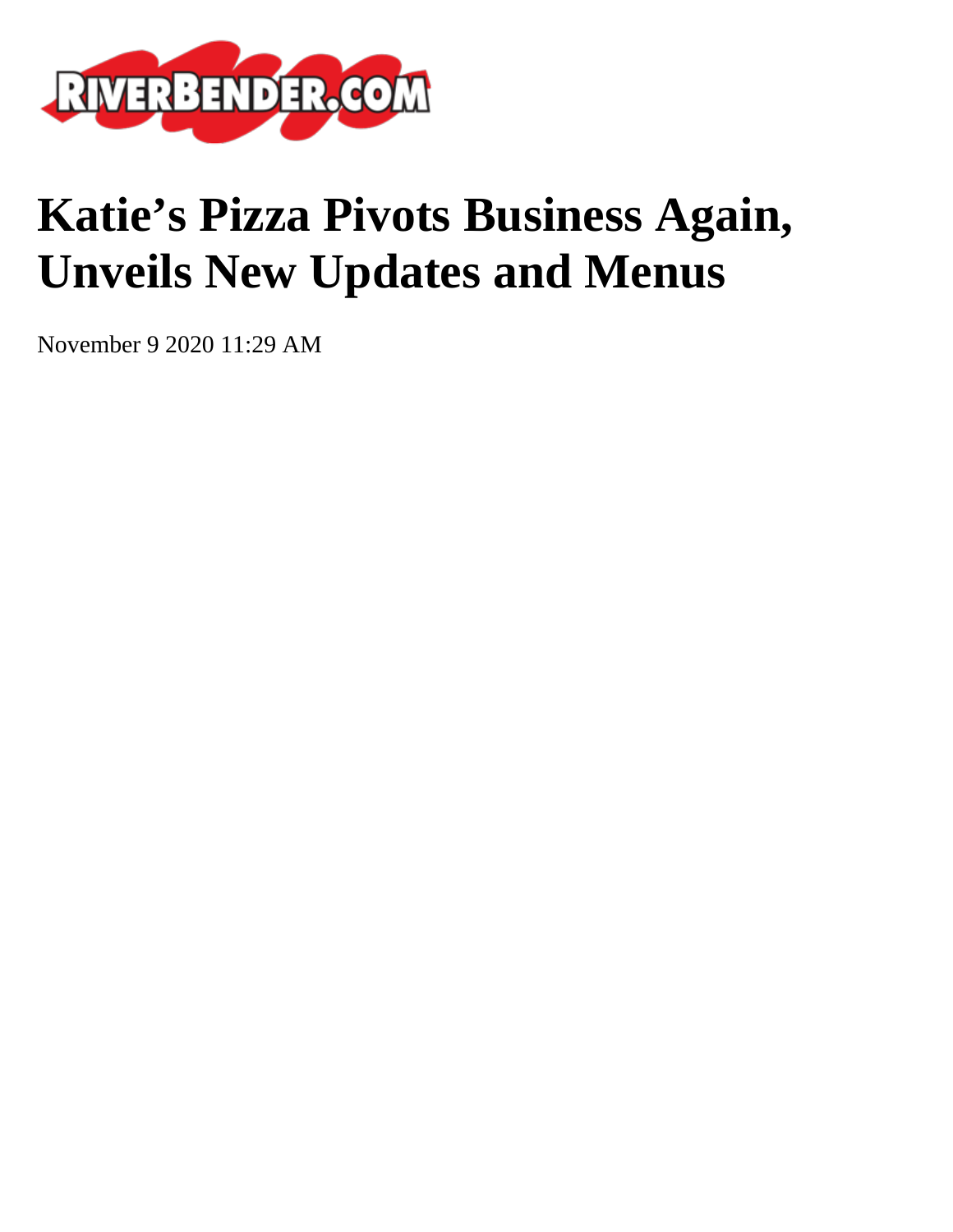# Katie's Pizza Pivots Business Again, Unveils New Updates and Menus

November 9 2020 11:29 AM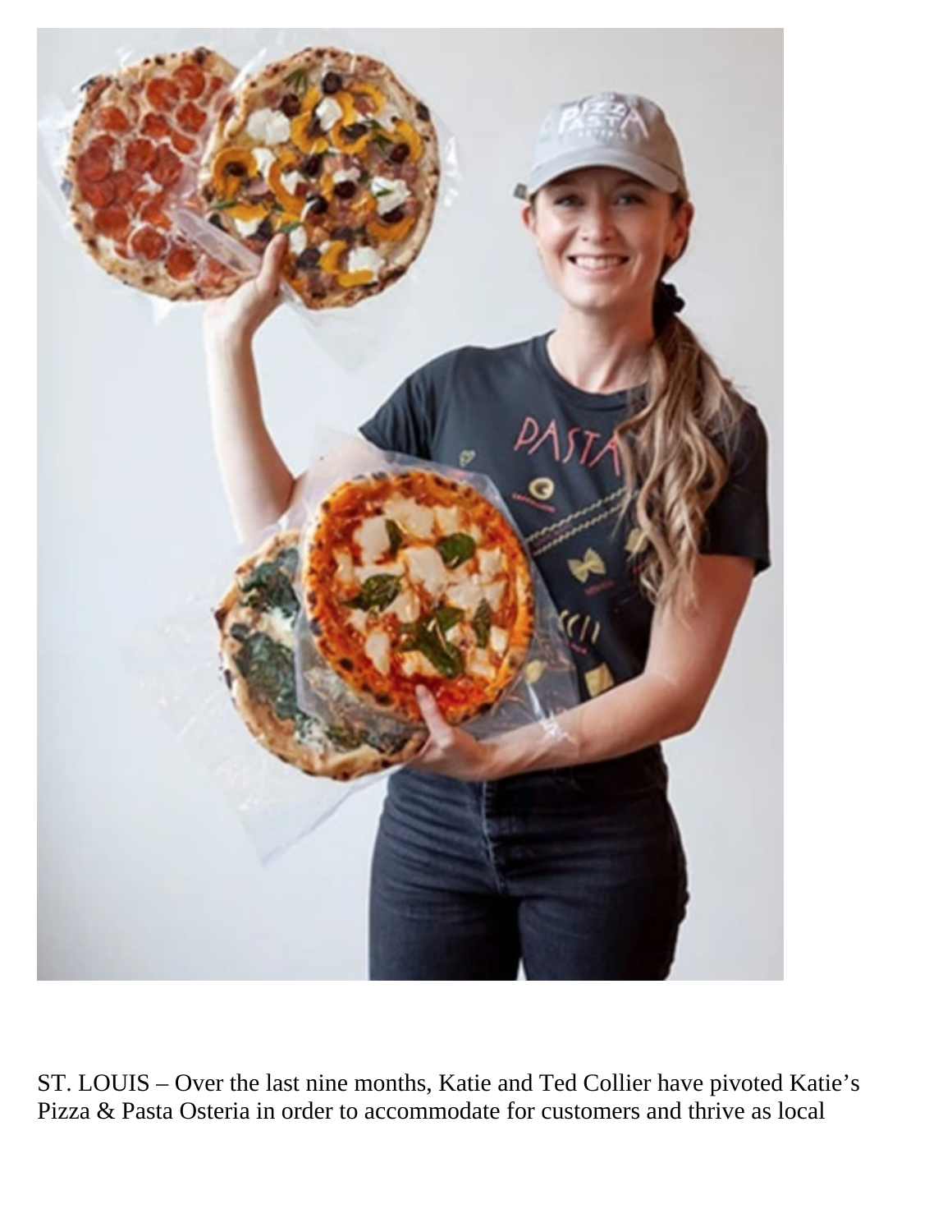ST. LOUIS – Over the last nine months, Katie and Ted Collier have pivoted Katie's Pizza & Pasta Osteria in order to accommodate for customers and thrive as local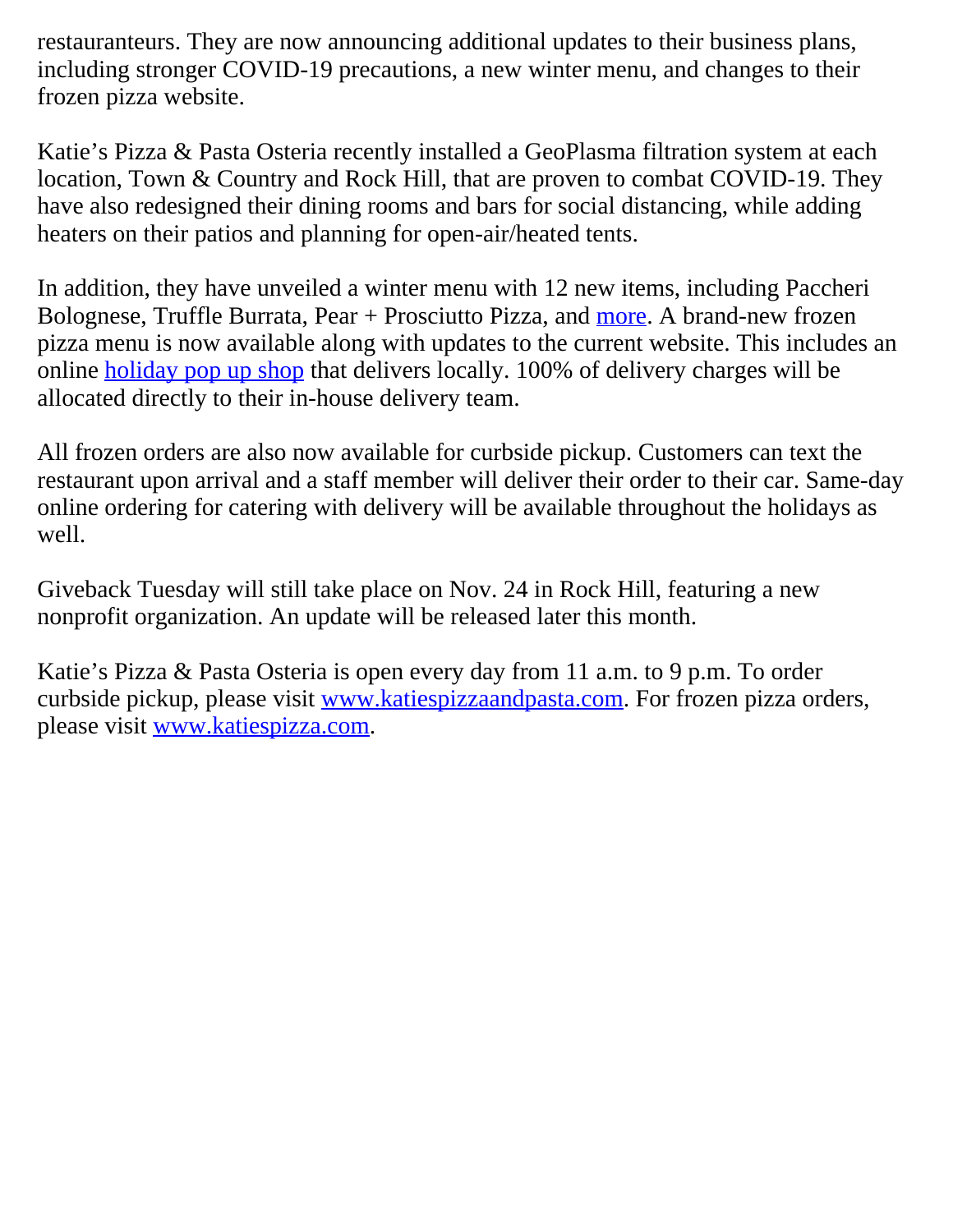restauranteurs. They are now announcing additional updates to their business plans, including stronger COVID-19 precautions, a new winter menu, and changes to their frozen pizza website.

Katie's Pizza & Pasta Osteria recently installed a GeoPlasma filtration system at each location, Town & Country and Rock Hill, that are proven to combat COVID-19. They have also redesigned their dining rooms and bars for social distancing, while adding heaters on their patios and planning for open-air/heated tents.

In addition, they have unveiled a winter menu with 12 new items, including Paccheri Bolognese, Truffle Burrata, Pear + Prosciutto Pizza, and more. A brand-new frozen pizza menu is now available along with updates to the current website. This includes an online holiday pop up shop that delivers locally. 100% of delivery charges will be allocated directly to their in-house delivery team.

All frozen orders are also now available for curbside pickup. Customers can text the restaurant upon arrival and a staff member will deliver their order to their car. Same-day online ordering for catering with delivery will be available throughout the holidays as well.

Giveback Tuesday will still take place on Nov. 24 in Rock Hill, featuring a new nonprofit organization. An update will be released later this month.

Katie's Pizza & Pasta Osteria is open every day from 11 a.m. to 9 p.m. To order curbside pickup, please visit www.katiespizzaandpasta.com. For frozen pizza orders, please visit www.katiespizza.com.